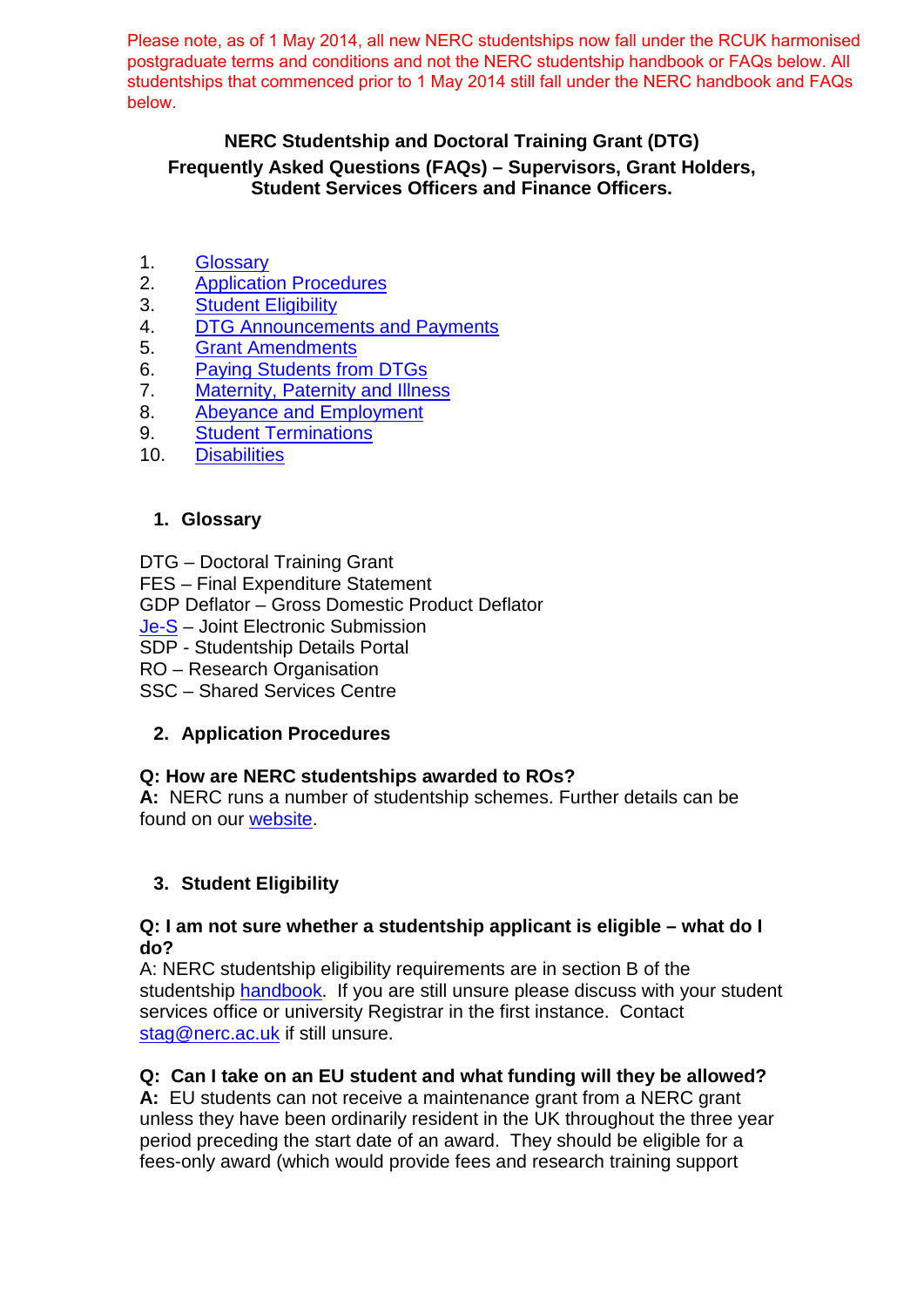Please note, as of 1 May 2014, all new NERC studentships now fall under the RCUK harmonised postgraduate terms and conditions and not the NERC studentship handbook or FAQs below. All studentships that commenced prior to 1 May 2014 still fall under the NERC handbook and FAQs below.

# NERC Studentship and Doctoral Training Grant (DTG)
## Frequently Asked Questions (FAQs) – Supervisors, Grant Holders, Student Services Officers and Finance Officers.

1. Glossary
2. Application Procedures
3. Student Eligibility
4. DTG Announcements and Payments
5. Grant Amendments
6. Paying Students from DTGs
7. Maternity, Paternity and Illness
8. Abeyance and Employment
9. Student Terminations
10. Disabilities

## 1. Glossary

DTG – Doctoral Training Grant
FES – Final Expenditure Statement
GDP Deflator – Gross Domestic Product Deflator
Je-S – Joint Electronic Submission
SDP - Studentship Details Portal
RO – Research Organisation
SSC – Shared Services Centre

## 2. Application Procedures

**Q: How are NERC studentships awarded to ROs?**
**A:** NERC runs a number of studentship schemes. Further details can be found on our website.

## 3. Student Eligibility

**Q: I am not sure whether a studentship applicant is eligible – what do I do?**
A: NERC studentship eligibility requirements are in section B of the studentship handbook. If you are still unsure please discuss with your student services office or university Registrar in the first instance. Contact stag@nerc.ac.uk if still unsure.

**Q: Can I take on an EU student and what funding will they be allowed?**
**A:** EU students can not receive a maintenance grant from a NERC grant unless they have been ordinarily resident in the UK throughout the three year period preceding the start date of an award. They should be eligible for a fees-only award (which would provide fees and research training support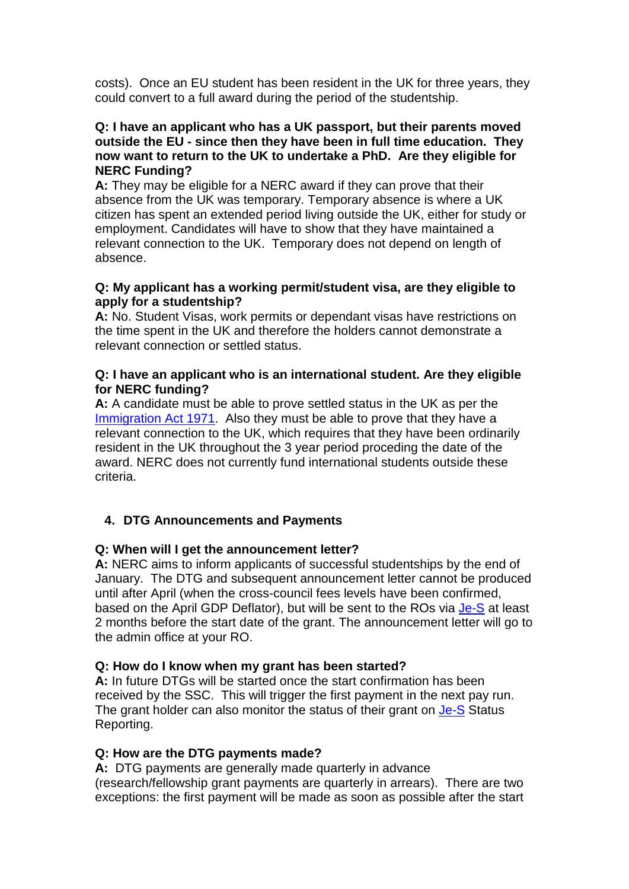costs). Once an EU student has been resident in the UK for three years, they could convert to a full award during the period of the studentship.

**Q: I have an applicant who has a UK passport, but their parents moved outside the EU - since then they have been in full time education. They now want to return to the UK to undertake a PhD. Are they eligible for NERC Funding?**
**A:** They may be eligible for a NERC award if they can prove that their absence from the UK was temporary. Temporary absence is where a UK citizen has spent an extended period living outside the UK, either for study or employment. Candidates will have to show that they have maintained a relevant connection to the UK. Temporary does not depend on length of absence.

**Q: My applicant has a working permit/student visa, are they eligible to apply for a studentship?**
**A:** No. Student Visas, work permits or dependant visas have restrictions on the time spent in the UK and therefore the holders cannot demonstrate a relevant connection or settled status.

**Q: I have an applicant who is an international student. Are they eligible for NERC funding?**
**A:** A candidate must be able to prove settled status in the UK as per the [Immigration Act 1971](). Also they must be able to prove that they have a relevant connection to the UK, which requires that they have been ordinarily resident in the UK throughout the 3 year period proceding the date of the award. NERC does not currently fund international students outside these criteria.

## 4. DTG Announcements and Payments

**Q: When will I get the announcement letter?**
**A:** NERC aims to inform applicants of successful studentships by the end of January. The DTG and subsequent announcement letter cannot be produced until after April (when the cross-council fees levels have been confirmed, based on the April GDP Deflator), but will be sent to the ROs via [Je-S]() at least 2 months before the start date of the grant. The announcement letter will go to the admin office at your RO.

**Q: How do I know when my grant has been started?**
**A:** In future DTGs will be started once the start confirmation has been received by the SSC. This will trigger the first payment in the next pay run. The grant holder can also monitor the status of their grant on [Je-S]() Status Reporting.

**Q: How are the DTG payments made?**
**A:** DTG payments are generally made quarterly in advance (research/fellowship grant payments are quarterly in arrears). There are two exceptions: the first payment will be made as soon as possible after the start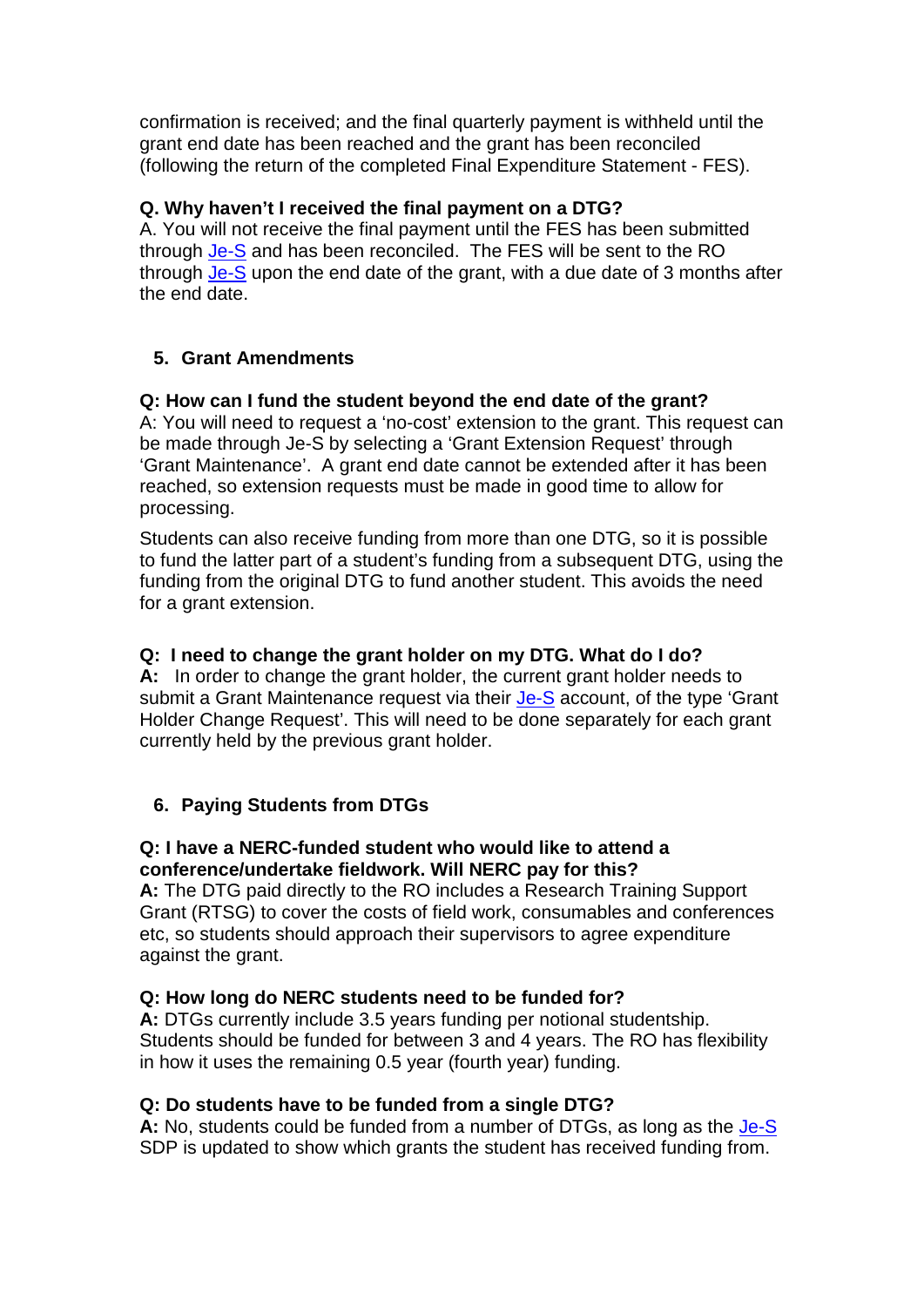confirmation is received; and the final quarterly payment is withheld until the grant end date has been reached and the grant has been reconciled (following the return of the completed Final Expenditure Statement - FES).

**Q. Why haven't I received the final payment on a DTG?**
A. You will not receive the final payment until the FES has been submitted through Je-S and has been reconciled. The FES will be sent to the RO through Je-S upon the end date of the grant, with a due date of 3 months after the end date.

## 5. Grant Amendments

**Q: How can I fund the student beyond the end date of the grant?**
A: You will need to request a 'no-cost' extension to the grant. This request can be made through Je-S by selecting a 'Grant Extension Request' through 'Grant Maintenance'. A grant end date cannot be extended after it has been reached, so extension requests must be made in good time to allow for processing.

Students can also receive funding from more than one DTG, so it is possible to fund the latter part of a student's funding from a subsequent DTG, using the funding from the original DTG to fund another student. This avoids the need for a grant extension.

**Q: I need to change the grant holder on my DTG. What do I do?**
**A:** In order to change the grant holder, the current grant holder needs to submit a Grant Maintenance request via their Je-S account, of the type 'Grant Holder Change Request'. This will need to be done separately for each grant currently held by the previous grant holder.

## 6. Paying Students from DTGs

**Q: I have a NERC-funded student who would like to attend a conference/undertake fieldwork. Will NERC pay for this?**
**A:** The DTG paid directly to the RO includes a Research Training Support Grant (RTSG) to cover the costs of field work, consumables and conferences etc, so students should approach their supervisors to agree expenditure against the grant.

**Q: How long do NERC students need to be funded for?**
**A:** DTGs currently include 3.5 years funding per notional studentship. Students should be funded for between 3 and 4 years. The RO has flexibility in how it uses the remaining 0.5 year (fourth year) funding.

**Q: Do students have to be funded from a single DTG?**
**A:** No, students could be funded from a number of DTGs, as long as the Je-S SDP is updated to show which grants the student has received funding from.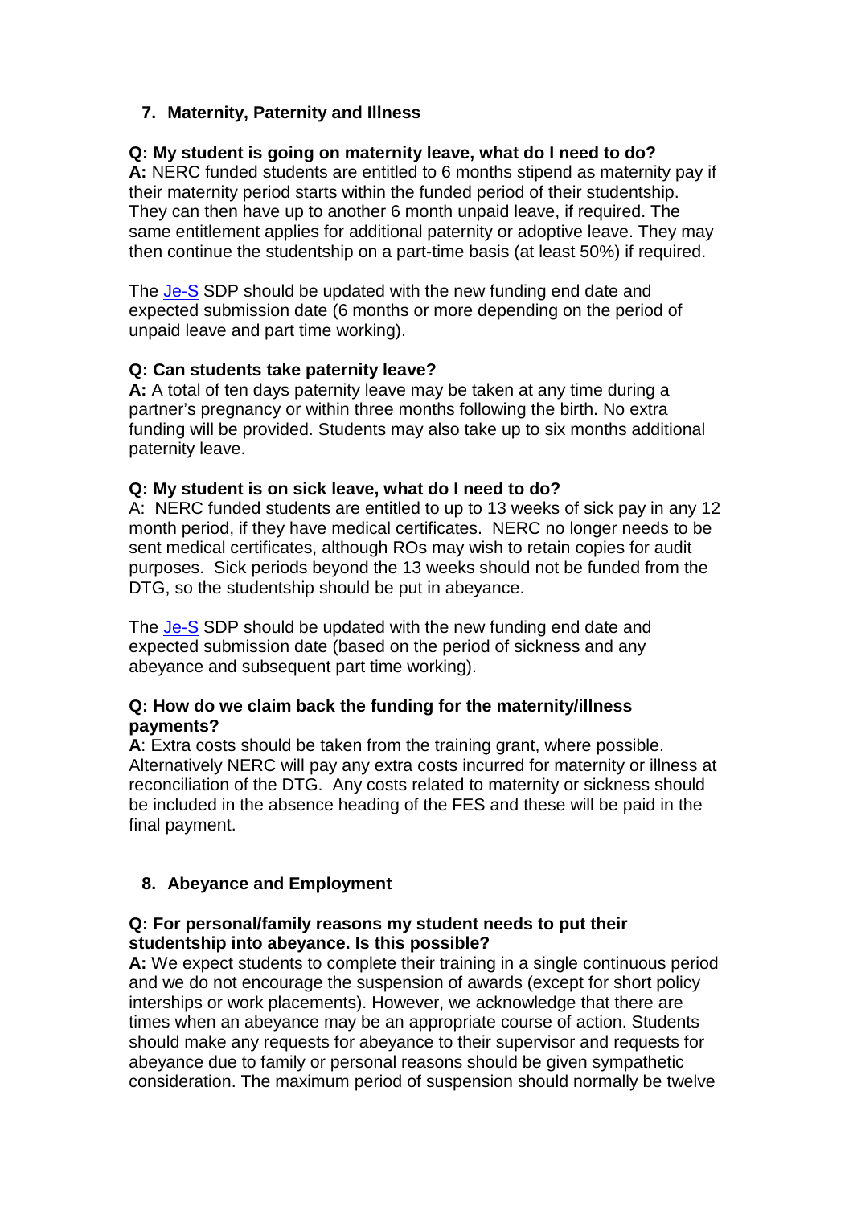## 7. Maternity, Paternity and Illness

**Q: My student is going on maternity leave, what do I need to do?**
**A:** NERC funded students are entitled to 6 months stipend as maternity pay if their maternity period starts within the funded period of their studentship. They can then have up to another 6 month unpaid leave, if required. The same entitlement applies for additional paternity or adoptive leave. They may then continue the studentship on a part-time basis (at least 50%) if required.

The [Je-S] SDP should be updated with the new funding end date and expected submission date (6 months or more depending on the period of unpaid leave and part time working).

**Q: Can students take paternity leave?**
**A:** A total of ten days paternity leave may be taken at any time during a partner's pregnancy or within three months following the birth. No extra funding will be provided. Students may also take up to six months additional paternity leave.

**Q: My student is on sick leave, what do I need to do?**
A: NERC funded students are entitled to up to 13 weeks of sick pay in any 12 month period, if they have medical certificates. NERC no longer needs to be sent medical certificates, although ROs may wish to retain copies for audit purposes. Sick periods beyond the 13 weeks should not be funded from the DTG, so the studentship should be put in abeyance.

The [Je-S] SDP should be updated with the new funding end date and expected submission date (based on the period of sickness and any abeyance and subsequent part time working).

**Q: How do we claim back the funding for the maternity/illness payments?**
**A**: Extra costs should be taken from the training grant, where possible. Alternatively NERC will pay any extra costs incurred for maternity or illness at reconciliation of the DTG. Any costs related to maternity or sickness should be included in the absence heading of the FES and these will be paid in the final payment.

## 8. Abeyance and Employment

**Q: For personal/family reasons my student needs to put their studentship into abeyance. Is this possible?**
**A:** We expect students to complete their training in a single continuous period and we do not encourage the suspension of awards (except for short policy interships or work placements). However, we acknowledge that there are times when an abeyance may be an appropriate course of action. Students should make any requests for abeyance to their supervisor and requests for abeyance due to family or personal reasons should be given sympathetic consideration. The maximum period of suspension should normally be twelve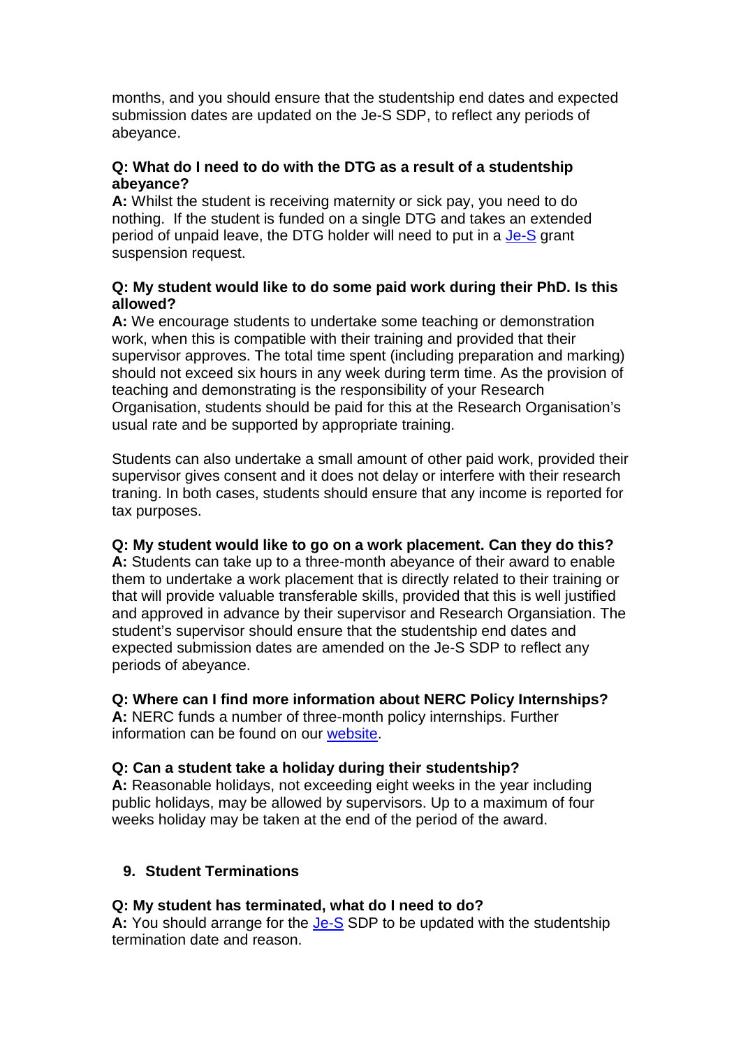months, and you should ensure that the studentship end dates and expected submission dates are updated on the Je-S SDP, to reflect any periods of abeyance.

**Q: What do I need to do with the DTG as a result of a studentship abeyance?**
**A:** Whilst the student is receiving maternity or sick pay, you need to do nothing. If the student is funded on a single DTG and takes an extended period of unpaid leave, the DTG holder will need to put in a Je-S grant suspension request.

**Q: My student would like to do some paid work during their PhD. Is this allowed?**
**A:** We encourage students to undertake some teaching or demonstration work, when this is compatible with their training and provided that their supervisor approves. The total time spent (including preparation and marking) should not exceed six hours in any week during term time. As the provision of teaching and demonstrating is the responsibility of your Research Organisation, students should be paid for this at the Research Organisation's usual rate and be supported by appropriate training.

Students can also undertake a small amount of other paid work, provided their supervisor gives consent and it does not delay or interfere with their research traning. In both cases, students should ensure that any income is reported for tax purposes.

**Q: My student would like to go on a work placement. Can they do this?**
**A:** Students can take up to a three-month abeyance of their award to enable them to undertake a work placement that is directly related to their training or that will provide valuable transferable skills, provided that this is well justified and approved in advance by their supervisor and Research Organsiation. The student's supervisor should ensure that the studentship end dates and expected submission dates are amended on the Je-S SDP to reflect any periods of abeyance.

**Q: Where can I find more information about NERC Policy Internships?**
**A:** NERC funds a number of three-month policy internships. Further information can be found on our website.

**Q: Can a student take a holiday during their studentship?**
**A:** Reasonable holidays, not exceeding eight weeks in the year including public holidays, may be allowed by supervisors. Up to a maximum of four weeks holiday may be taken at the end of the period of the award.

## 9. Student Terminations

**Q: My student has terminated, what do I need to do?**
**A:** You should arrange for the Je-S SDP to be updated with the studentship termination date and reason.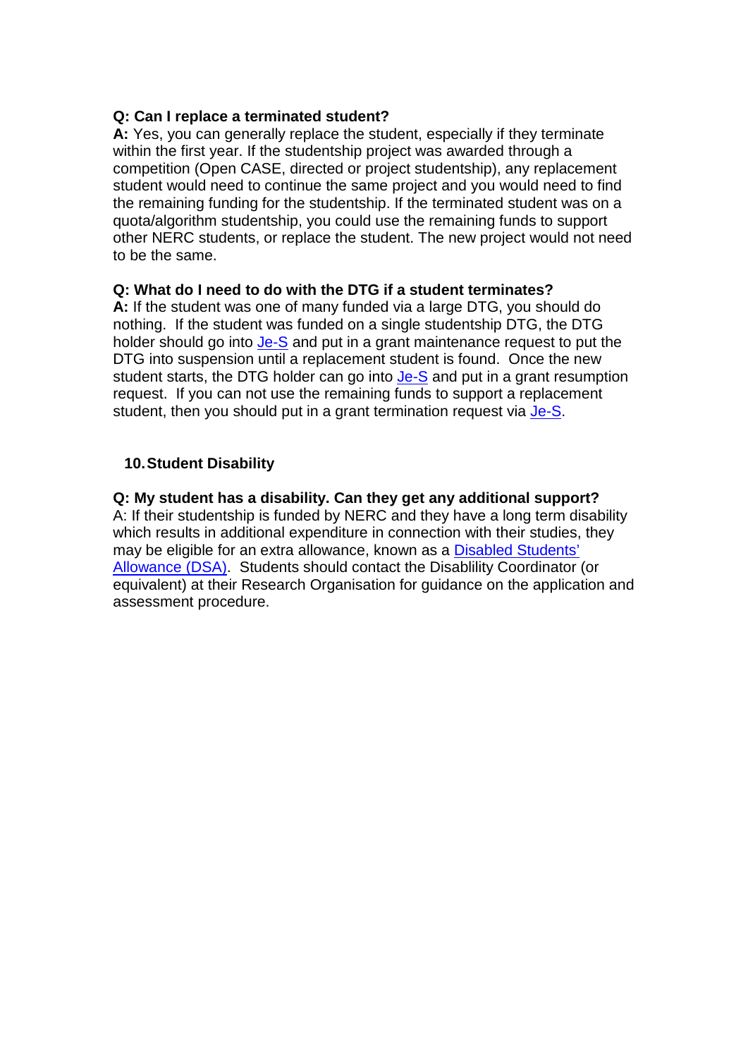**Q: Can I replace a terminated student?**
**A:** Yes, you can generally replace the student, especially if they terminate within the first year. If the studentship project was awarded through a competition (Open CASE, directed or project studentship), any replacement student would need to continue the same project and you would need to find the remaining funding for the studentship. If the terminated student was on a quota/algorithm studentship, you could use the remaining funds to support other NERC students, or replace the student. The new project would not need to be the same.

**Q: What do I need to do with the DTG if a student terminates?**
**A:** If the student was one of many funded via a large DTG, you should do nothing. If the student was funded on a single studentship DTG, the DTG holder should go into Je-S and put in a grant maintenance request to put the DTG into suspension until a replacement student is found. Once the new student starts, the DTG holder can go into Je-S and put in a grant resumption request. If you can not use the remaining funds to support a replacement student, then you should put in a grant termination request via Je-S.

## 10. Student Disability

**Q: My student has a disability. Can they get any additional support?**
A: If their studentship is funded by NERC and they have a long term disability which results in additional expenditure in connection with their studies, they may be eligible for an extra allowance, known as a Disabled Students' Allowance (DSA). Students should contact the Disablility Coordinator (or equivalent) at their Research Organisation for guidance on the application and assessment procedure.